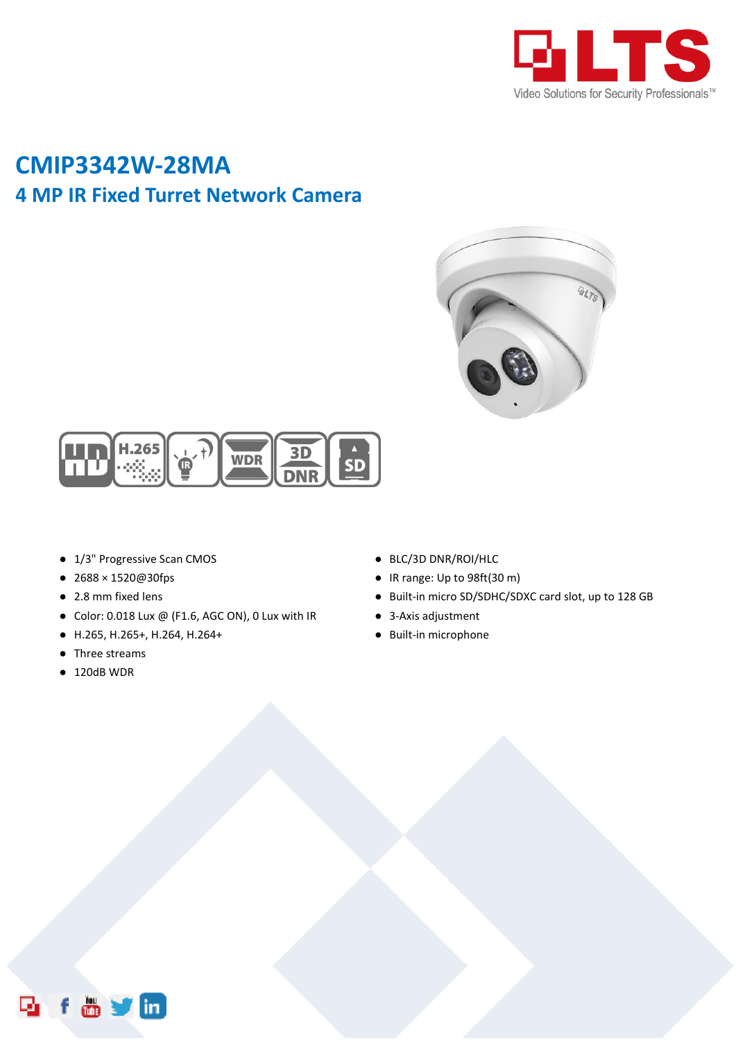# CMIP3342W-28MA

## 4 MP IR Fixed Turret Network Camera

- 1/3" Progressive Scan CMOS
- 2688 × 1520@30fps
- 2.8 mm fixed lens
- Color: 0.018 Lux @ (F1.6, AGC ON), 0 Lux with IR
- H.265, H.265+, H.264, H.264+
- Three streams
- 120dB WDR
- BLC/3D DNR/ROI/HLC
- IR range: Up to 98ft(30 m)
- Built-in micro SD/SDHC/SDXC card slot, up to 128 GB
- 3-Axis adjustment
- Built-in microphone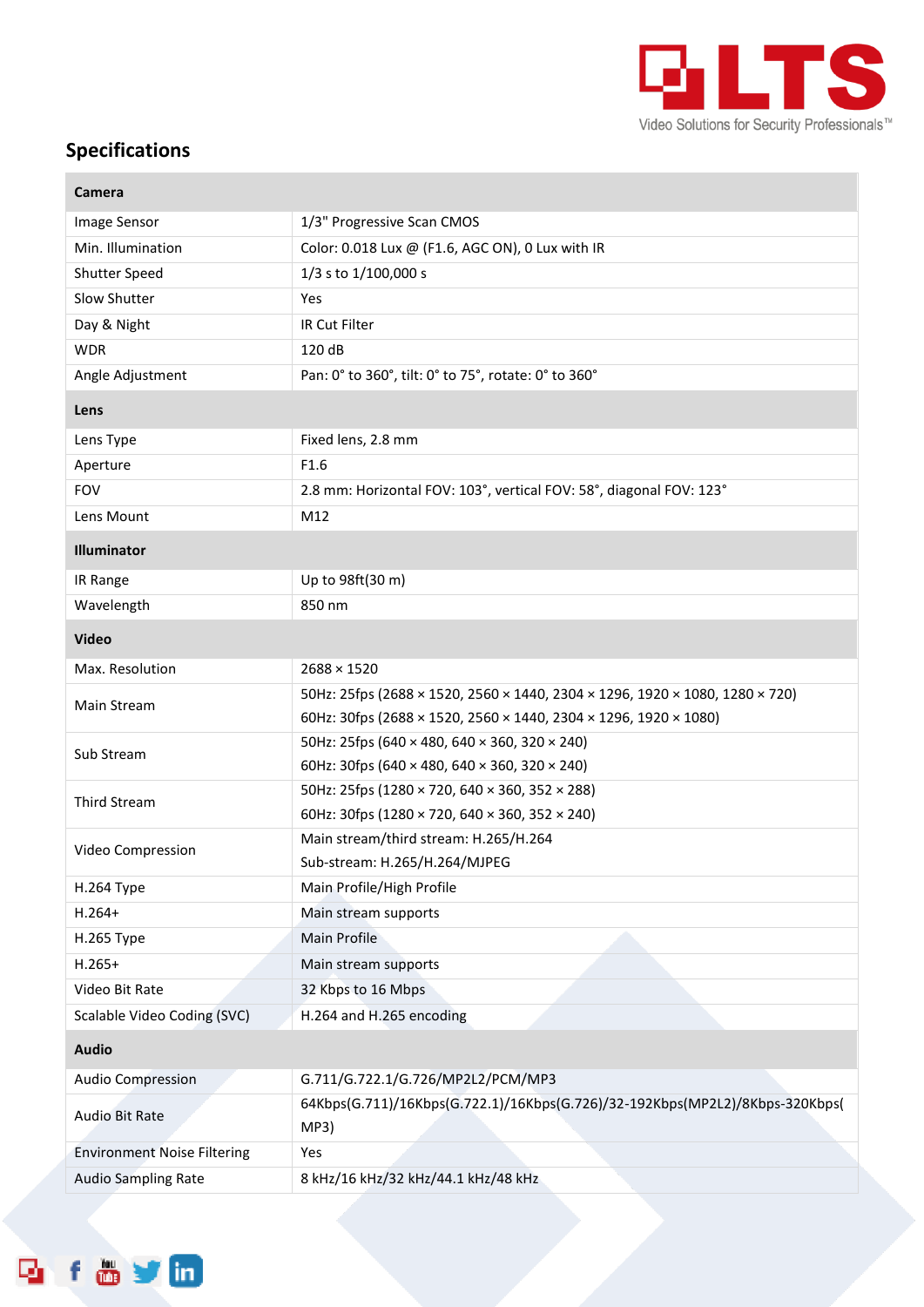## Specifications

| Camera | |
|---|---|
| Image Sensor | 1/3" Progressive Scan CMOS |
| Min. Illumination | Color: 0.018 Lux @ (F1.6, AGC ON), 0 Lux with IR |
| Shutter Speed | 1/3 s to 1/100,000 s |
| Slow Shutter | Yes |
| Day & Night | IR Cut Filter |
| WDR | 120 dB |
| Angle Adjustment | Pan: 0° to 360°, tilt: 0° to 75°, rotate: 0° to 360° |
| **Lens** | |
| Lens Type | Fixed lens, 2.8 mm |
| Aperture | F1.6 |
| FOV | 2.8 mm: Horizontal FOV: 103°, vertical FOV: 58°, diagonal FOV: 123° |
| Lens Mount | M12 |
| **Illuminator** | |
| IR Range | Up to 98ft(30 m) |
| Wavelength | 850 nm |
| **Video** | |
| Max. Resolution | 2688 × 1520 |
| Main Stream | 50Hz: 25fps (2688 × 1520, 2560 × 1440, 2304 × 1296, 1920 × 1080, 1280 × 720)<br>60Hz: 30fps (2688 × 1520, 2560 × 1440, 2304 × 1296, 1920 × 1080) |
| Sub Stream | 50Hz: 25fps (640 × 480, 640 × 360, 320 × 240)<br>60Hz: 30fps (640 × 480, 640 × 360, 320 × 240) |
| Third Stream | 50Hz: 25fps (1280 × 720, 640 × 360, 352 × 288)<br>60Hz: 30fps (1280 × 720, 640 × 360, 352 × 240) |
| Video Compression | Main stream/third stream: H.265/H.264<br>Sub-stream: H.265/H.264/MJPEG |
| H.264 Type | Main Profile/High Profile |
| H.264+ | Main stream supports |
| H.265 Type | Main Profile |
| H.265+ | Main stream supports |
| Video Bit Rate | 32 Kbps to 16 Mbps |
| Scalable Video Coding (SVC) | H.264 and H.265 encoding |
| **Audio** | |
| Audio Compression | G.711/G.722.1/G.726/MP2L2/PCM/MP3 |
| Audio Bit Rate | 64Kbps(G.711)/16Kbps(G.722.1)/16Kbps(G.726)/32-192Kbps(MP2L2)/8Kbps-320Kbps(MP3) |
| Environment Noise Filtering | Yes |
| Audio Sampling Rate | 8 kHz/16 kHz/32 kHz/44.1 kHz/48 kHz |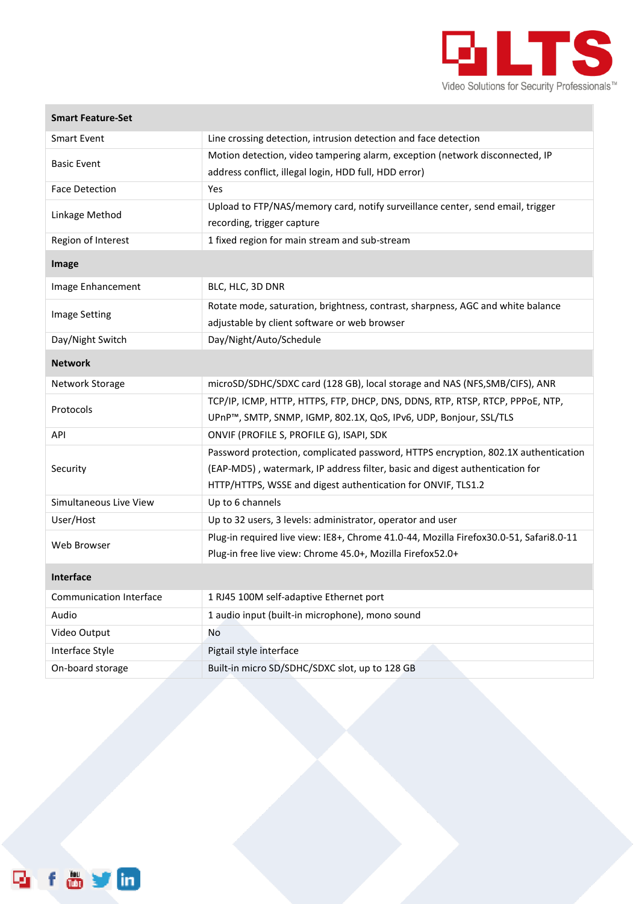| Smart Feature-Set | |
|---|---|
| Smart Event | Line crossing detection, intrusion detection and face detection |
| Basic Event | Motion detection, video tampering alarm, exception (network disconnected, IP address conflict, illegal login, HDD full, HDD error) |
| Face Detection | Yes |
| Linkage Method | Upload to FTP/NAS/memory card, notify surveillance center, send email, trigger recording, trigger capture |
| Region of Interest | 1 fixed region for main stream and sub-stream |
| **Image** | |
| Image Enhancement | BLC, HLC, 3D DNR |
| Image Setting | Rotate mode, saturation, brightness, contrast, sharpness, AGC and white balance adjustable by client software or web browser |
| Day/Night Switch | Day/Night/Auto/Schedule |
| **Network** | |
| Network Storage | microSD/SDHC/SDXC card (128 GB), local storage and NAS (NFS,SMB/CIFS), ANR |
| Protocols | TCP/IP, ICMP, HTTP, HTTPS, FTP, DHCP, DNS, DDNS, RTP, RTSP, RTCP, PPPoE, NTP, UPnP™, SMTP, SNMP, IGMP, 802.1X, QoS, IPv6, UDP, Bonjour, SSL/TLS |
| API | ONVIF (PROFILE S, PROFILE G), ISAPI, SDK |
| Security | Password protection, complicated password, HTTPS encryption, 802.1X authentication (EAP-MD5) , watermark, IP address filter, basic and digest authentication for HTTP/HTTPS, WSSE and digest authentication for ONVIF, TLS1.2 |
| Simultaneous Live View | Up to 6 channels |
| User/Host | Up to 32 users, 3 levels: administrator, operator and user |
| Web Browser | Plug-in required live view: IE8+, Chrome 41.0-44, Mozilla Firefox30.0-51, Safari8.0-11<br>Plug-in free live view: Chrome 45.0+, Mozilla Firefox52.0+ |
| **Interface** | |
| Communication Interface | 1 RJ45 100M self-adaptive Ethernet port |
| Audio | 1 audio input (built-in microphone), mono sound |
| Video Output | No |
| Interface Style | Pigtail style interface |
| On-board storage | Built-in micro SD/SDHC/SDXC slot, up to 128 GB |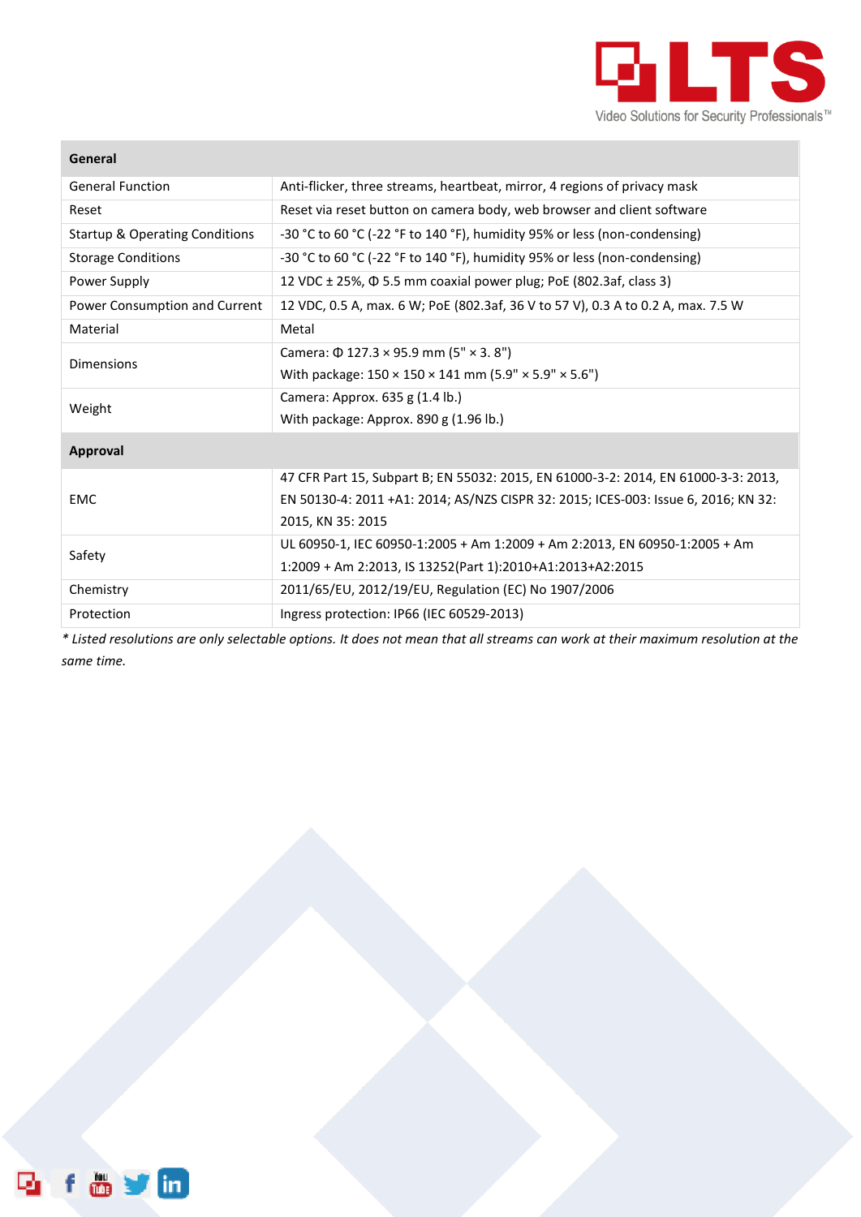| General | |
|---|---|
| General Function | Anti-flicker, three streams, heartbeat, mirror, 4 regions of privacy mask |
| Reset | Reset via reset button on camera body, web browser and client software |
| Startup & Operating Conditions | -30 °C to 60 °C (-22 °F to 140 °F), humidity 95% or less (non-condensing) |
| Storage Conditions | -30 °C to 60 °C (-22 °F to 140 °F), humidity 95% or less (non-condensing) |
| Power Supply | 12 VDC ± 25%, Φ 5.5 mm coaxial power plug; PoE (802.3af, class 3) |
| Power Consumption and Current | 12 VDC, 0.5 A, max. 6 W; PoE (802.3af, 36 V to 57 V), 0.3 A to 0.2 A, max. 7.5 W |
| Material | Metal |
| Dimensions | Camera: Φ 127.3 × 95.9 mm (5" × 3. 8")<br>With package: 150 × 150 × 141 mm (5.9" × 5.9" × 5.6") |
| Weight | Camera: Approx. 635 g (1.4 lb.)<br>With package: Approx. 890 g (1.96 lb.) |
| **Approval** | |
| EMC | 47 CFR Part 15, Subpart B; EN 55032: 2015, EN 61000-3-2: 2014, EN 61000-3-3: 2013, EN 50130-4: 2011 +A1: 2014; AS/NZS CISPR 32: 2015; ICES-003: Issue 6, 2016; KN 32: 2015, KN 35: 2015 |
| Safety | UL 60950-1, IEC 60950-1:2005 + Am 1:2009 + Am 2:2013, EN 60950-1:2005 + Am 1:2009 + Am 2:2013, IS 13252(Part 1):2010+A1:2013+A2:2015 |
| Chemistry | 2011/65/EU, 2012/19/EU, Regulation (EC) No 1907/2006 |
| Protection | Ingress protection: IP66 (IEC 60529-2013) |

*\* Listed resolutions are only selectable options. It does not mean that all streams can work at their maximum resolution at the same time.*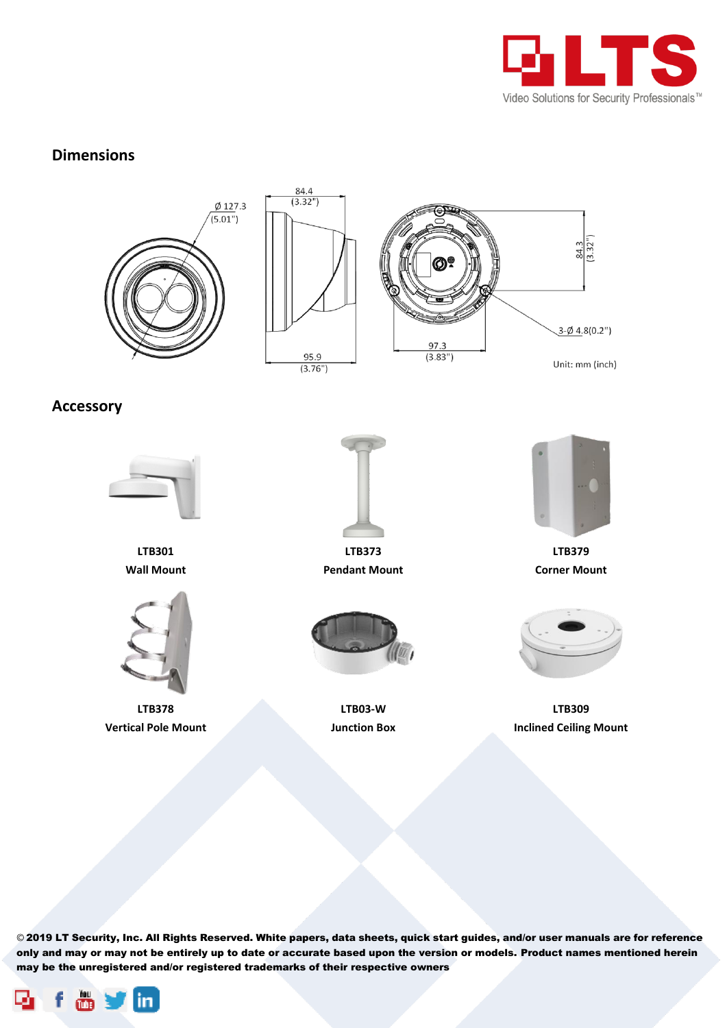## Dimensions

Ø 127.3
(5.01")

84.4
(3.32")

95.9
(3.76")

97.3
(3.83")

84.3
(3.32")

3-Ø 4.8(0.2")

Unit: mm (inch)

## Accessory

**LTB301**
**Wall Mount**

**LTB373**
**Pendant Mount**

**LTB379**
**Corner Mount**

**LTB378**
**Vertical Pole Mount**

**LTB03-W**
**Junction Box**

**LTB309**
**Inclined Ceiling Mount**

**© 2019 LT Security, Inc. All Rights Reserved. White papers, data sheets, quick start guides, and/or user manuals are for reference only and may or may not be entirely up to date or accurate based upon the version or models. Product names mentioned herein may be the unregistered and/or registered trademarks of their respective owners**